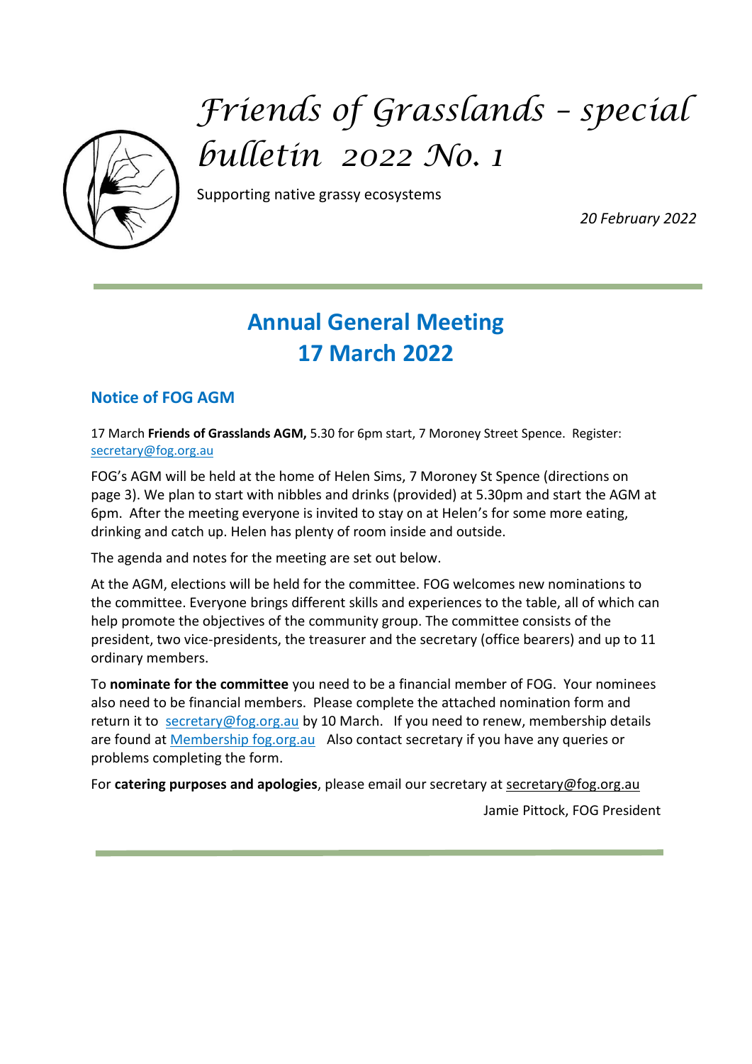# *Friends of Grasslands – special bulletin 2022 No. 1*

Supporting native grassy ecosystems

*20 February 2022*

## Annual General Meeting 17 March 2022

### Notice of FOG AGM

17 March **Friends of Grasslands AGM,** 5.30 for 6pm start, 7 Moroney Street Spence. Register: secretary@fog.org.au

FOG's AGM will be held at the home of Helen Sims, 7 Moroney St Spence (directions on page 3). We plan to start with nibbles and drinks (provided) at 5.30pm and start the AGM at 6pm. After the meeting everyone is invited to stay on at Helen's for some more eating, drinking and catch up. Helen has plenty of room inside and outside.

The agenda and notes for the meeting are set out below.

At the AGM, elections will be held for the committee. FOG welcomes new nominations to the committee. Everyone brings different skills and experiences to the table, all of which can help promote the objectives of the community group. The committee consists of the president, two vice-presidents, the treasurer and the secretary (office bearers) and up to 11 ordinary members.

To **nominate for the committee** you need to be a financial member of FOG. Your nominees also need to be financial members. Please complete the attached nomination form and return it to secretary@fog.org.au by 10 March. If you need to renew, membership details are found at Membership fog.org.au Also contact secretary if you have any queries or problems completing the form.

For **catering purposes and apologies**, please email our secretary at secretary@fog.org.au

Jamie Pittock, FOG President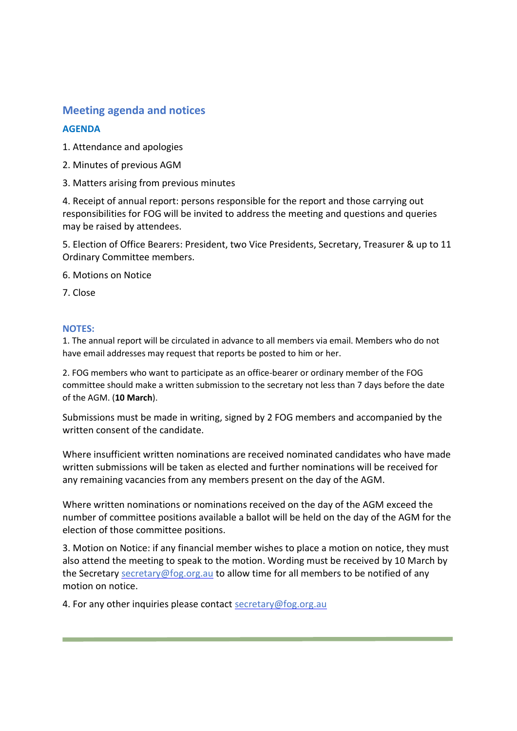## Meeting agenda and notices

### AGENDA

1. Attendance and apologies

2. Minutes of previous AGM

3. Matters arising from previous minutes

4. Receipt of annual report: persons responsible for the report and those carrying out responsibilities for FOG will be invited to address the meeting and questions and queries may be raised by attendees.

5. Election of Office Bearers: President, two Vice Presidents, Secretary, Treasurer & up to 11 Ordinary Committee members.

6. Motions on Notice

7. Close

### NOTES:

1. The annual report will be circulated in advance to all members via email. Members who do not have email addresses may request that reports be posted to him or her.

2. FOG members who want to participate as an office-bearer or ordinary member of the FOG committee should make a written submission to the secretary not less than 7 days before the date of the AGM. (**10 March**).

Submissions must be made in writing, signed by 2 FOG members and accompanied by the written consent of the candidate.

Where insufficient written nominations are received nominated candidates who have made written submissions will be taken as elected and further nominations will be received for any remaining vacancies from any members present on the day of the AGM.

Where written nominations or nominations received on the day of the AGM exceed the number of committee positions available a ballot will be held on the day of the AGM for the election of those committee positions.

3. Motion on Notice: if any financial member wishes to place a motion on notice, they must also attend the meeting to speak to the motion. Wording must be received by 10 March by the Secretary secretary@fog.org.au to allow time for all members to be notified of any motion on notice.

4. For any other inquiries please contact secretary@fog.org.au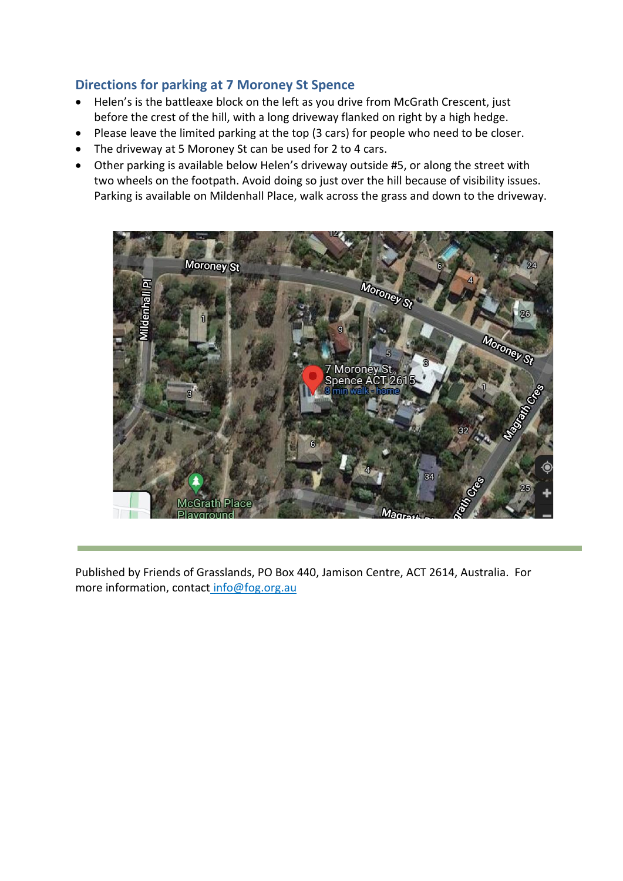## Directions for parking at 7 Moroney St Spence

- Helen's is the battleaxe block on the left as you drive from McGrath Crescent, just before the crest of the hill, with a long driveway flanked on right by a high hedge.
- Please leave the limited parking at the top (3 cars) for people who need to be closer.
- The driveway at 5 Moroney St can be used for 2 to 4 cars.
- Other parking is available below Helen's driveway outside #5, or along the street with two wheels on the footpath. Avoid doing so just over the hill because of visibility issues. Parking is available on Mildenhall Place, walk across the grass and down to the driveway.

---

Published by Friends of Grasslands, PO Box 440, Jamison Centre, ACT 2614, Australia. For more information, contact info@fog.org.au